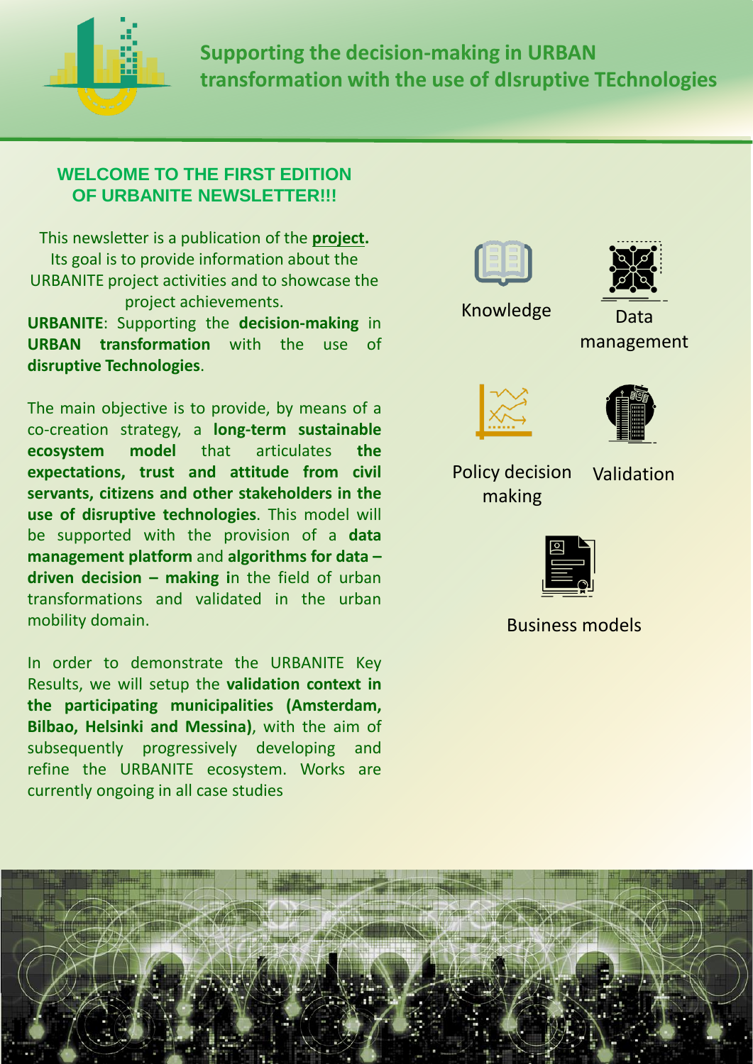# Supporting the decision-making in URBAN transformation with the use of dIsruptive TEchnologies

## WELCOME TO THE FIRST EDITION OF URBANITE NEWSLETTER!!!

This newsletter is a publication of the **project.** Its goal is to provide information about the URBANITE project activities and to showcase the project achievements.

**URBANITE**: Supporting the **decision-making** in **URBAN transformation** with the use of **disruptive Technologies**.

The main objective is to provide, by means of a co-creation strategy, a **long-term sustainable ecosystem model** that articulates **the expectations, trust and attitude from civil servants, citizens and other stakeholders in the use of disruptive technologies**. This model will be supported with the provision of a **data management platform** and **algorithms for data – driven decision – making i**n the field of urban transformations and validated in the urban mobility domain.

In order to demonstrate the URBANITE Key Results, we will setup the **validation context in the participating municipalities (Amsterdam, Bilbao, Helsinki and Messina)**, with the aim of subsequently progressively developing and refine the URBANITE ecosystem. Works are currently ongoing in all case studies

Knowledge

Data management

Policy decision making

Validation

Business models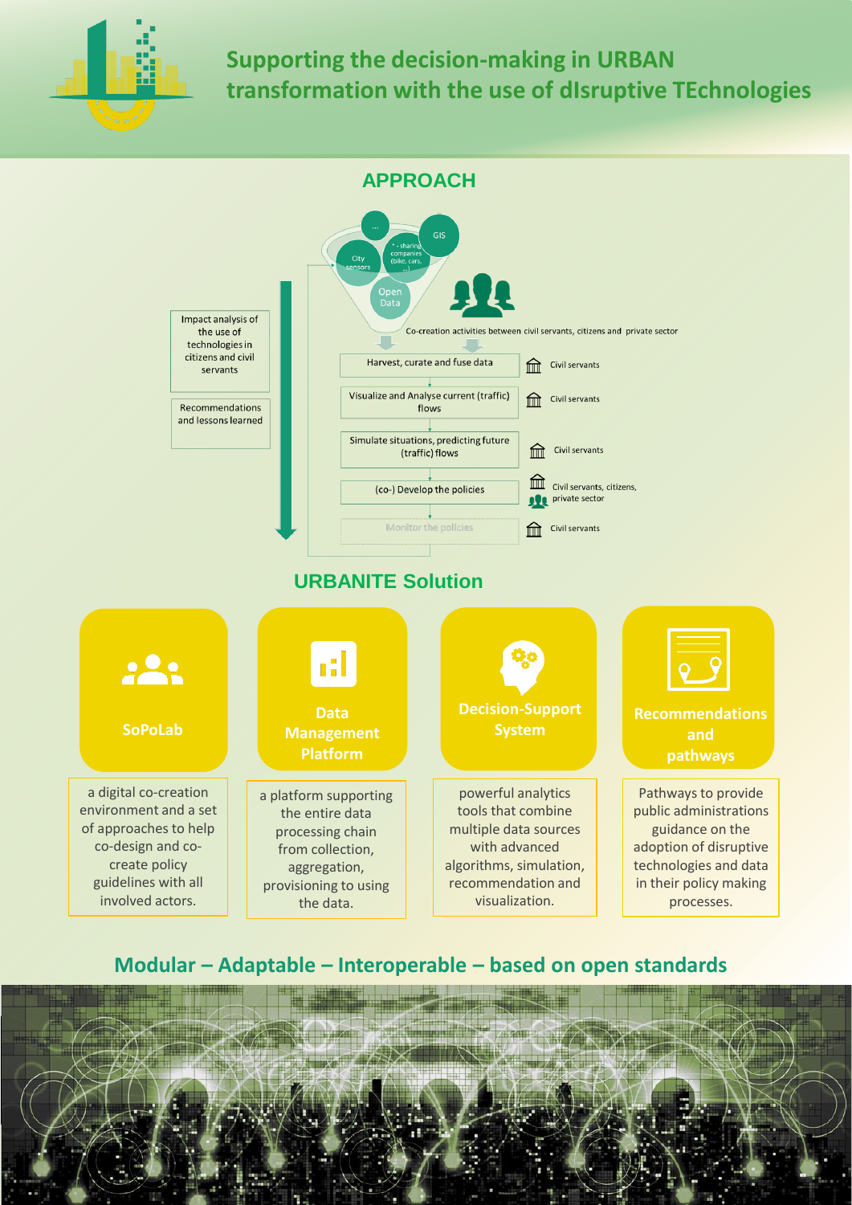# Supporting the decision-making in URBAN transformation with the use of dIsruptive TEchnologies

## APPROACH

...

GIS

City sensors

* - sharing companies (bike, cars, ...)

Open Data

Co-creation activities between civil servants, citizens and private sector

Impact analysis of the use of technologies in citizens and civil servants

Recommendations and lessons learned

| Step | Actors |
|---|---|
| Harvest, curate and fuse data | Civil servants |
| Visualize and Analyse current (traffic) flows | Civil servants |
| Simulate situations, predicting future (traffic) flows | Civil servants |
| (co-) Develop the policies | Civil servants, citizens, private sector |
| Monitor the policies | Civil servants |

## URBANITE Solution

**SoPoLab**

a digital co-creation environment and a set of approaches to help co-design and co-create policy guidelines with all involved actors.

**Data Management Platform**

a platform supporting the entire data processing chain from collection, aggregation, provisioning to using the data.

**Decision-Support System**

powerful analytics tools that combine multiple data sources with advanced algorithms, simulation, recommendation and visualization.

**Recommendations and pathways**

Pathways to provide public administrations guidance on the adoption of disruptive technologies and data in their policy making processes.

## Modular – Adaptable – Interoperable – based on open standards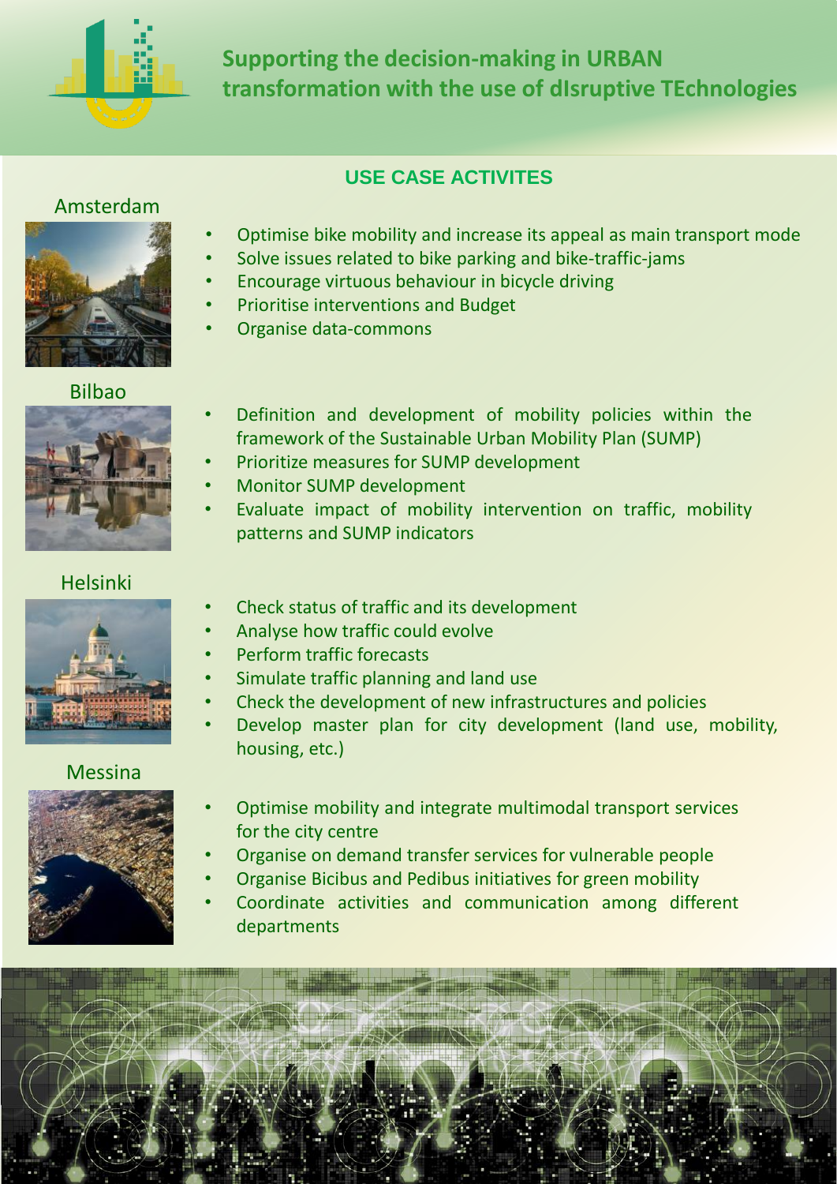# Supporting the decision-making in URBAN transformation with the use of dIsruptive TEchnologies

## USE CASE ACTIVITES

### Amsterdam

- Optimise bike mobility and increase its appeal as main transport mode
- Solve issues related to bike parking and bike-traffic-jams
- Encourage virtuous behaviour in bicycle driving
- Prioritise interventions and Budget
- Organise data-commons

### Bilbao

- Definition and development of mobility policies within the framework of the Sustainable Urban Mobility Plan (SUMP)
- Prioritize measures for SUMP development
- Monitor SUMP development
- Evaluate impact of mobility intervention on traffic, mobility patterns and SUMP indicators

### Helsinki

- Check status of traffic and its development
- Analyse how traffic could evolve
- Perform traffic forecasts
- Simulate traffic planning and land use
- Check the development of new infrastructures and policies
- Develop master plan for city development (land use, mobility, housing, etc.)

### Messina

- Optimise mobility and integrate multimodal transport services for the city centre
- Organise on demand transfer services for vulnerable people
- Organise Bicibus and Pedibus initiatives for green mobility
- Coordinate activities and communication among different departments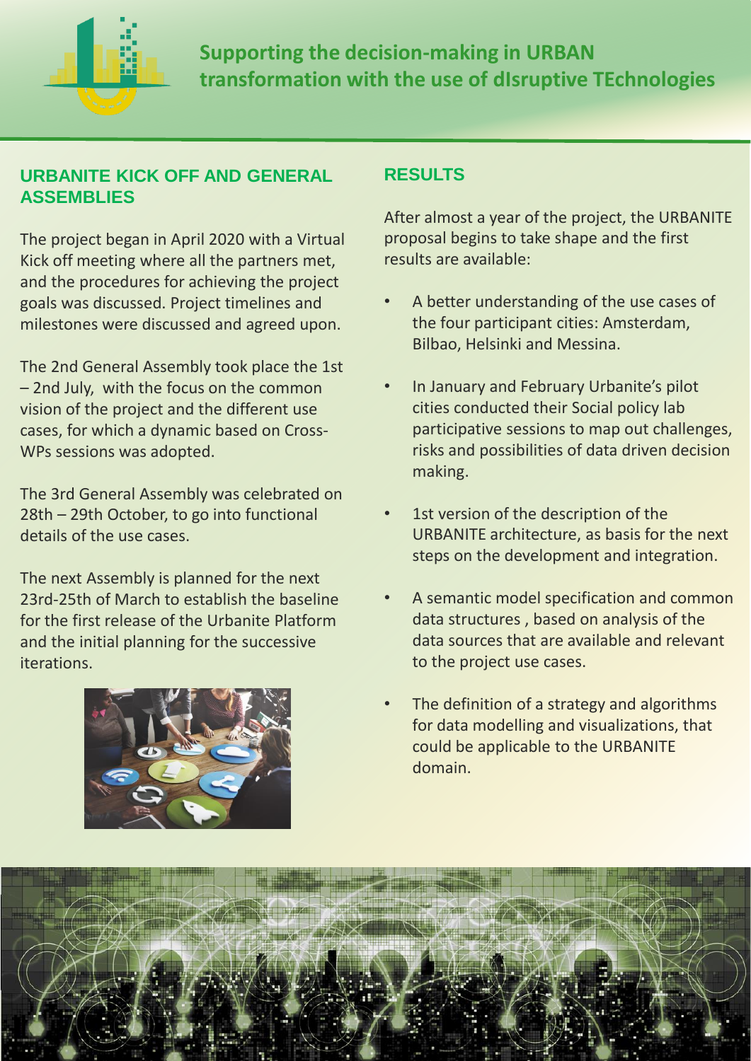# Supporting the decision-making in URBAN transformation with the use of dIsruptive TEchnologies

## URBANITE KICK OFF AND GENERAL ASSEMBLIES

The project began in April 2020 with a Virtual Kick off meeting where all the partners met, and the procedures for achieving the project goals was discussed. Project timelines and milestones were discussed and agreed upon.

The 2nd General Assembly took place the 1st – 2nd July, with the focus on the common vision of the project and the different use cases, for which a dynamic based on Cross-WPs sessions was adopted.

The 3rd General Assembly was celebrated on 28th – 29th October, to go into functional details of the use cases.

The next Assembly is planned for the next 23rd-25th of March to establish the baseline for the first release of the Urbanite Platform and the initial planning for the successive iterations.

## RESULTS

After almost a year of the project, the URBANITE proposal begins to take shape and the first results are available:

- A better understanding of the use cases of the four participant cities: Amsterdam, Bilbao, Helsinki and Messina.
- In January and February Urbanite's pilot cities conducted their Social policy lab participative sessions to map out challenges, risks and possibilities of data driven decision making.
- 1st version of the description of the URBANITE architecture, as basis for the next steps on the development and integration.
- A semantic model specification and common data structures , based on analysis of the data sources that are available and relevant to the project use cases.
- The definition of a strategy and algorithms for data modelling and visualizations, that could be applicable to the URBANITE domain.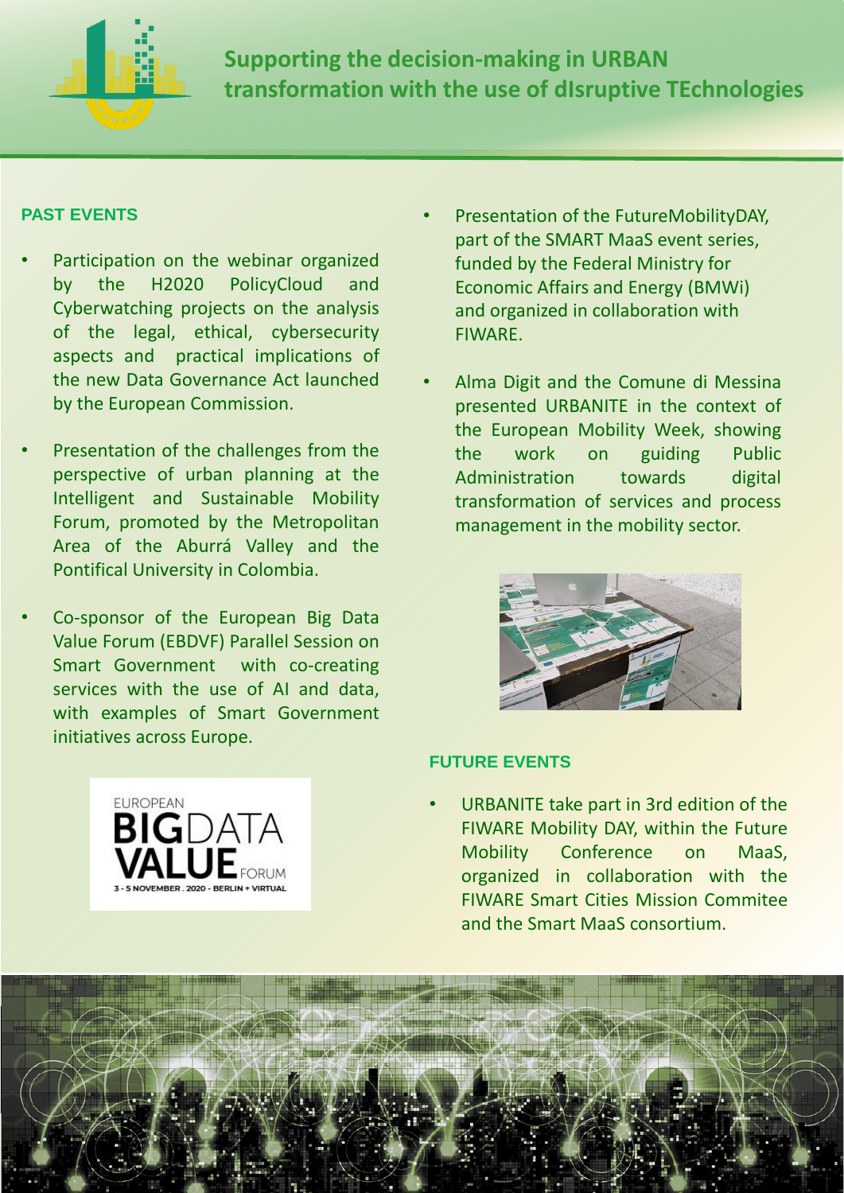## Supporting the decision-making in URBAN transformation with the use of dIsruptive TEchnologies

### PAST EVENTS

- Participation on the webinar organized by the H2020 PolicyCloud and Cyberwatching projects on the analysis of the legal, ethical, cybersecurity aspects and practical implications of the new Data Governance Act launched by the European Commission.
- Presentation of the challenges from the perspective of urban planning at the Intelligent and Sustainable Mobility Forum, promoted by the Metropolitan Area of the Aburrá Valley and the Pontifical University in Colombia.
- Co-sponsor of the European Big Data Value Forum (EBDVF) Parallel Session on Smart Government with co-creating services with the use of AI and data, with examples of Smart Government initiatives across Europe.

EUROPEAN BIG DATA VALUE FORUM
3 - 5 NOVEMBER . 2020 - BERLIN + VIRTUAL

- Presentation of the FutureMobilityDAY, part of the SMART MaaS event series, funded by the Federal Ministry for Economic Affairs and Energy (BMWi) and organized in collaboration with FIWARE.
- Alma Digit and the Comune di Messina presented URBANITE in the context of the European Mobility Week, showing the work on guiding Public Administration towards digital transformation of services and process management in the mobility sector.

### FUTURE EVENTS

- URBANITE take part in 3rd edition of the FIWARE Mobility DAY, within the Future Mobility Conference on MaaS, organized in collaboration with the FIWARE Smart Cities Mission Commitee and the Smart MaaS consortium.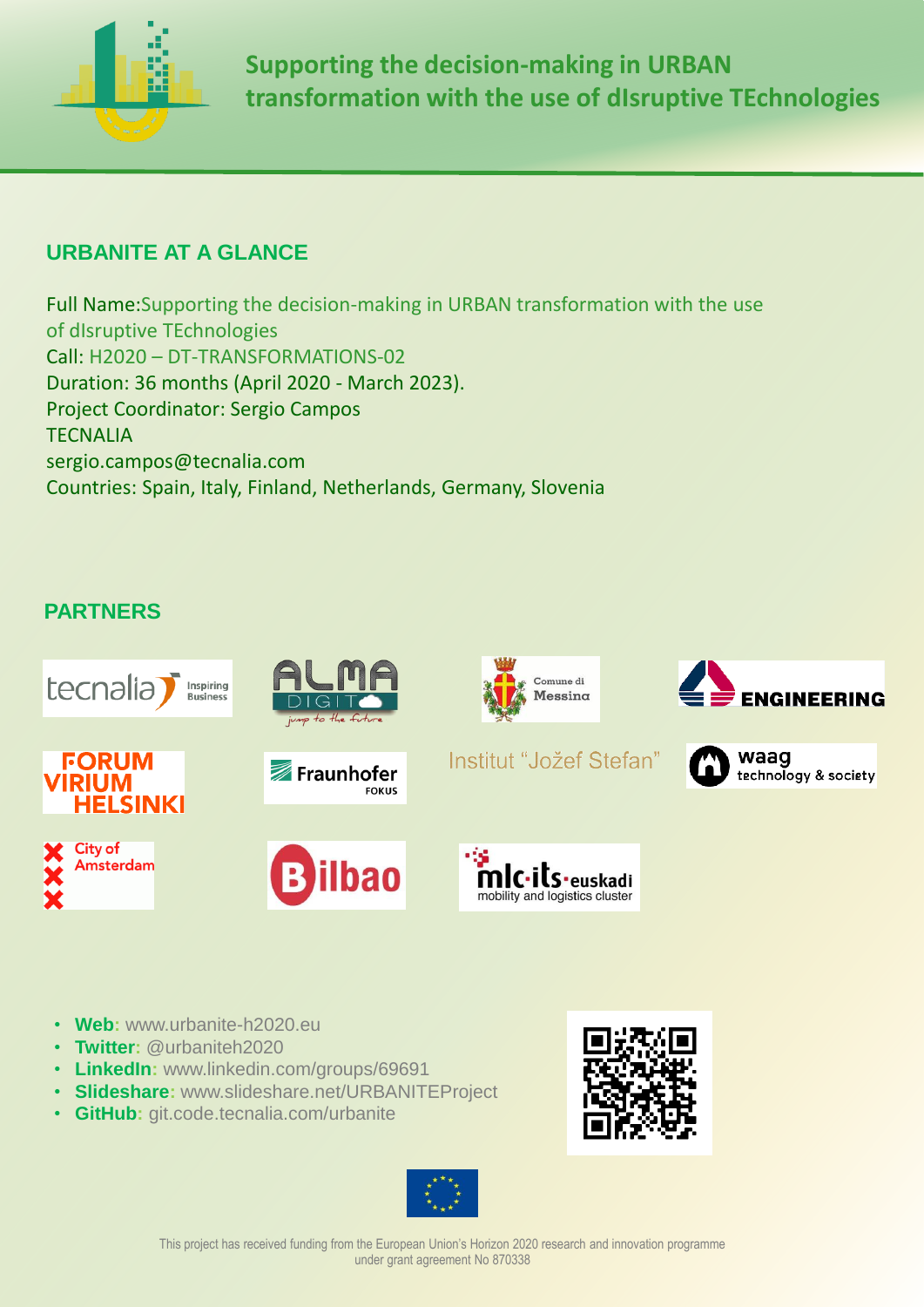# Supporting the decision-making in URBAN transformation with the use of dIsruptive TEchnologies

## URBANITE AT A GLANCE

Full Name:Supporting the decision-making in URBAN transformation with the use of dIsruptive TEchnologies
Call: H2020 – DT-TRANSFORMATIONS-02
Duration: 36 months (April 2020 - March 2023).
Project Coordinator: Sergio Campos
TECNALIA
sergio.campos@tecnalia.com
Countries: Spain, Italy, Finland, Netherlands, Germany, Slovenia

## PARTNERS

tecnalia Inspiring Business
ALMA DIGIT jump to the future
Comune di Messina
ENGINEERING
FORUM VIRIUM HELSINKI
Fraunhofer FOKUS
Institut "Jožef Stefan"
waag technology & society
City of Amsterdam
Bilbao
mlc-its euskadi mobility and logistics cluster

- **Web:** www.urbanite-h2020.eu
- **Twitter:** @urbaniteh2020
- **LinkedIn:** www.linkedin.com/groups/69691
- **Slideshare:** www.slideshare.net/URBANITEProject
- **GitHub:** git.code.tecnalia.com/urbanite

This project has received funding from the European Union's Horizon 2020 research and innovation programme under grant agreement No 870338